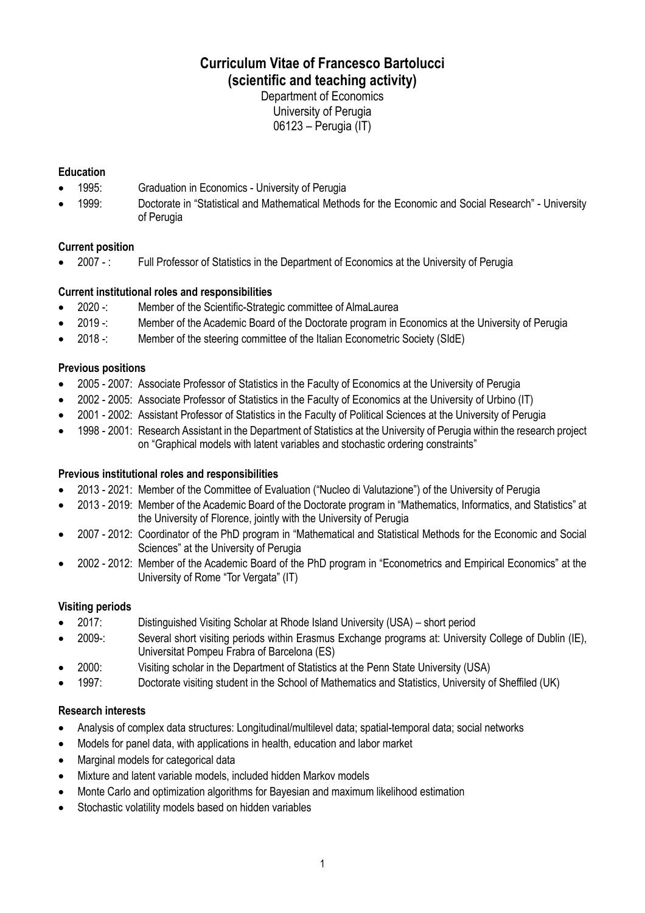# Curriculum Vitae of Francesco Bartolucci
## (scientific and teaching activity)

Department of Economics
University of Perugia
06123 – Perugia (IT)

**Education**

- 1995: Graduation in Economics - University of Perugia
- 1999: Doctorate in "Statistical and Mathematical Methods for the Economic and Social Research" - University of Perugia

**Current position**

- 2007 - : Full Professor of Statistics in the Department of Economics at the University of Perugia

**Current institutional roles and responsibilities**

- 2020 -: Member of the Scientific-Strategic committee of AlmaLaurea
- 2019 -: Member of the Academic Board of the Doctorate program in Economics at the University of Perugia
- 2018 -: Member of the steering committee of the Italian Econometric Society (SIdE)

**Previous positions**

- 2005 - 2007: Associate Professor of Statistics in the Faculty of Economics at the University of Perugia
- 2002 - 2005: Associate Professor of Statistics in the Faculty of Economics at the University of Urbino (IT)
- 2001 - 2002: Assistant Professor of Statistics in the Faculty of Political Sciences at the University of Perugia
- 1998 - 2001: Research Assistant in the Department of Statistics at the University of Perugia within the research project on "Graphical models with latent variables and stochastic ordering constraints"

**Previous institutional roles and responsibilities**

- 2013 - 2021: Member of the Committee of Evaluation ("Nucleo di Valutazione") of the University of Perugia
- 2013 - 2019: Member of the Academic Board of the Doctorate program in "Mathematics, Informatics, and Statistics" at the University of Florence, jointly with the University of Perugia
- 2007 - 2012: Coordinator of the PhD program in "Mathematical and Statistical Methods for the Economic and Social Sciences" at the University of Perugia
- 2002 - 2012: Member of the Academic Board of the PhD program in "Econometrics and Empirical Economics" at the University of Rome "Tor Vergata" (IT)

**Visiting periods**

- 2017: Distinguished Visiting Scholar at Rhode Island University (USA) – short period
- 2009-: Several short visiting periods within Erasmus Exchange programs at: University College of Dublin (IE), Universitat Pompeu Frabra of Barcelona (ES)
- 2000: Visiting scholar in the Department of Statistics at the Penn State University (USA)
- 1997: Doctorate visiting student in the School of Mathematics and Statistics, University of Sheffiled (UK)

**Research interests**

- Analysis of complex data structures: Longitudinal/multilevel data; spatial-temporal data; social networks
- Models for panel data, with applications in health, education and labor market
- Marginal models for categorical data
- Mixture and latent variable models, included hidden Markov models
- Monte Carlo and optimization algorithms for Bayesian and maximum likelihood estimation
- Stochastic volatility models based on hidden variables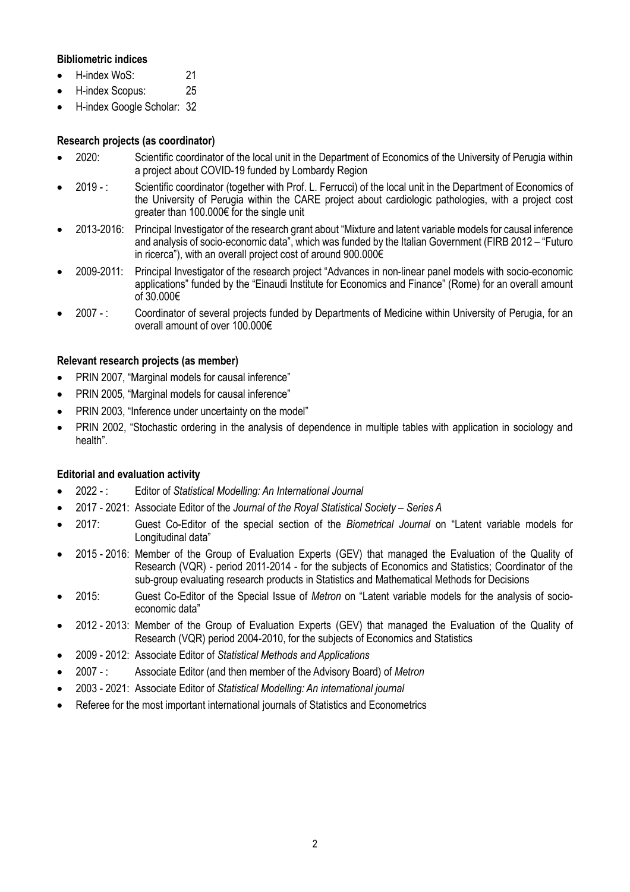**Bibliometric indices**

- H-index WoS: 21
- H-index Scopus: 25
- H-index Google Scholar: 32

**Research projects (as coordinator)**

- 2020: Scientific coordinator of the local unit in the Department of Economics of the University of Perugia within a project about COVID-19 funded by Lombardy Region
- 2019 - : Scientific coordinator (together with Prof. L. Ferrucci) of the local unit in the Department of Economics of the University of Perugia within the CARE project about cardiologic pathologies, with a project cost greater than 100.000€ for the single unit
- 2013-2016: Principal Investigator of the research grant about "Mixture and latent variable models for causal inference and analysis of socio-economic data", which was funded by the Italian Government (FIRB 2012 – "Futuro in ricerca"), with an overall project cost of around 900.000€
- 2009-2011: Principal Investigator of the research project "Advances in non-linear panel models with socio-economic applications" funded by the "Einaudi Institute for Economics and Finance" (Rome) for an overall amount of 30.000€
- 2007 - : Coordinator of several projects funded by Departments of Medicine within University of Perugia, for an overall amount of over 100.000€

**Relevant research projects (as member)**

- PRIN 2007, "Marginal models for causal inference"
- PRIN 2005, "Marginal models for causal inference"
- PRIN 2003, "Inference under uncertainty on the model"
- PRIN 2002, "Stochastic ordering in the analysis of dependence in multiple tables with application in sociology and health".

**Editorial and evaluation activity**

- 2022 - : Editor of *Statistical Modelling: An International Journal*
- 2017 - 2021: Associate Editor of the *Journal of the Royal Statistical Society – Series A*
- 2017: Guest Co-Editor of the special section of the *Biometrical Journal* on "Latent variable models for Longitudinal data"
- 2015 - 2016: Member of the Group of Evaluation Experts (GEV) that managed the Evaluation of the Quality of Research (VQR) - period 2011-2014 - for the subjects of Economics and Statistics; Coordinator of the sub-group evaluating research products in Statistics and Mathematical Methods for Decisions
- 2015: Guest Co-Editor of the Special Issue of *Metron* on "Latent variable models for the analysis of socio-economic data"
- 2012 - 2013: Member of the Group of Evaluation Experts (GEV) that managed the Evaluation of the Quality of Research (VQR) period 2004-2010, for the subjects of Economics and Statistics
- 2009 - 2012: Associate Editor of *Statistical Methods and Applications*
- 2007 - : Associate Editor (and then member of the Advisory Board) of *Metron*
- 2003 - 2021: Associate Editor of *Statistical Modelling: An international journal*
- Referee for the most important international journals of Statistics and Econometrics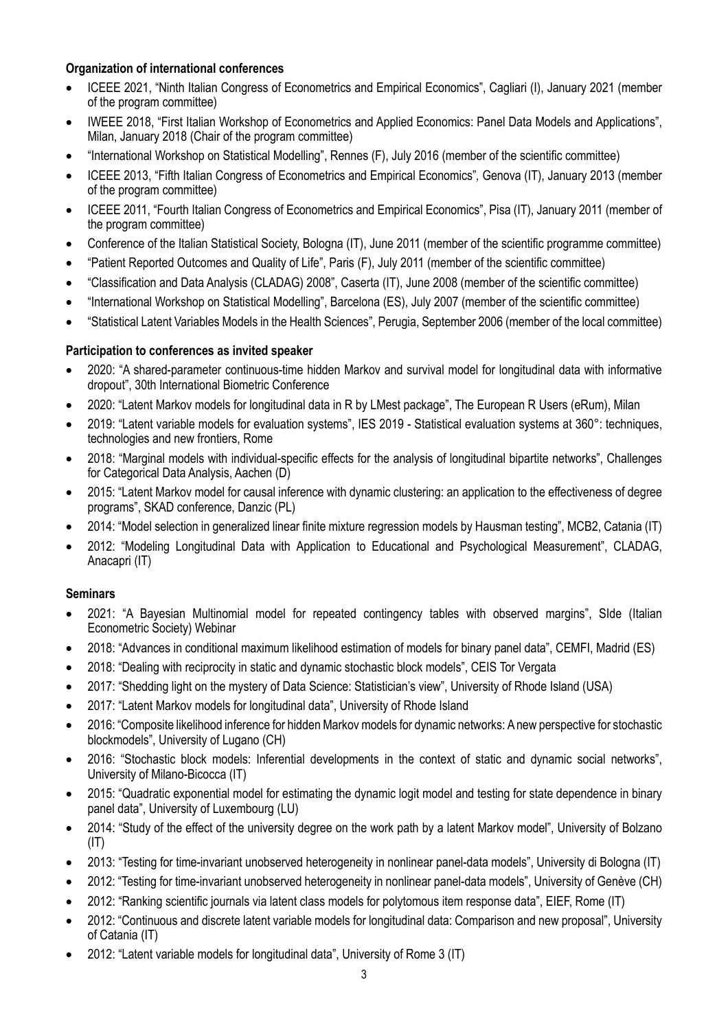**Organization of international conferences**

- ICEEE 2021, "Ninth Italian Congress of Econometrics and Empirical Economics", Cagliari (I), January 2021 (member of the program committee)
- IWEEE 2018, "First Italian Workshop of Econometrics and Applied Economics: Panel Data Models and Applications", Milan, January 2018 (Chair of the program committee)
- "International Workshop on Statistical Modelling", Rennes (F), July 2016 (member of the scientific committee)
- ICEEE 2013, "Fifth Italian Congress of Econometrics and Empirical Economics", Genova (IT), January 2013 (member of the program committee)
- ICEEE 2011, "Fourth Italian Congress of Econometrics and Empirical Economics", Pisa (IT), January 2011 (member of the program committee)
- Conference of the Italian Statistical Society, Bologna (IT), June 2011 (member of the scientific programme committee)
- "Patient Reported Outcomes and Quality of Life", Paris (F), July 2011 (member of the scientific committee)
- "Classification and Data Analysis (CLADAG) 2008", Caserta (IT), June 2008 (member of the scientific committee)
- "International Workshop on Statistical Modelling", Barcelona (ES), July 2007 (member of the scientific committee)
- "Statistical Latent Variables Models in the Health Sciences", Perugia, September 2006 (member of the local committee)

**Participation to conferences as invited speaker**

- 2020: "A shared-parameter continuous-time hidden Markov and survival model for longitudinal data with informative dropout", 30th International Biometric Conference
- 2020: "Latent Markov models for longitudinal data in R by LMest package", The European R Users (eRum), Milan
- 2019: "Latent variable models for evaluation systems", IES 2019 - Statistical evaluation systems at 360°: techniques, technologies and new frontiers, Rome
- 2018: "Marginal models with individual-specific effects for the analysis of longitudinal bipartite networks", Challenges for Categorical Data Analysis, Aachen (D)
- 2015: "Latent Markov model for causal inference with dynamic clustering: an application to the effectiveness of degree programs", SKAD conference, Danzic (PL)
- 2014: "Model selection in generalized linear finite mixture regression models by Hausman testing", MCB2, Catania (IT)
- 2012: "Modeling Longitudinal Data with Application to Educational and Psychological Measurement", CLADAG, Anacapri (IT)

**Seminars**

- 2021: "A Bayesian Multinomial model for repeated contingency tables with observed margins", SIde (Italian Econometric Society) Webinar
- 2018: "Advances in conditional maximum likelihood estimation of models for binary panel data", CEMFI, Madrid (ES)
- 2018: "Dealing with reciprocity in static and dynamic stochastic block models", CEIS Tor Vergata
- 2017: "Shedding light on the mystery of Data Science: Statistician's view", University of Rhode Island (USA)
- 2017: "Latent Markov models for longitudinal data", University of Rhode Island
- 2016: "Composite likelihood inference for hidden Markov models for dynamic networks: A new perspective for stochastic blockmodels", University of Lugano (CH)
- 2016: "Stochastic block models: Inferential developments in the context of static and dynamic social networks", University of Milano-Bicocca (IT)
- 2015: "Quadratic exponential model for estimating the dynamic logit model and testing for state dependence in binary panel data", University of Luxembourg (LU)
- 2014: "Study of the effect of the university degree on the work path by a latent Markov model", University of Bolzano (IT)
- 2013: "Testing for time-invariant unobserved heterogeneity in nonlinear panel-data models", University di Bologna (IT)
- 2012: "Testing for time-invariant unobserved heterogeneity in nonlinear panel-data models", University of Genève (CH)
- 2012: "Ranking scientific journals via latent class models for polytomous item response data", EIEF, Rome (IT)
- 2012: "Continuous and discrete latent variable models for longitudinal data: Comparison and new proposal", University of Catania (IT)
- 2012: "Latent variable models for longitudinal data", University of Rome 3 (IT)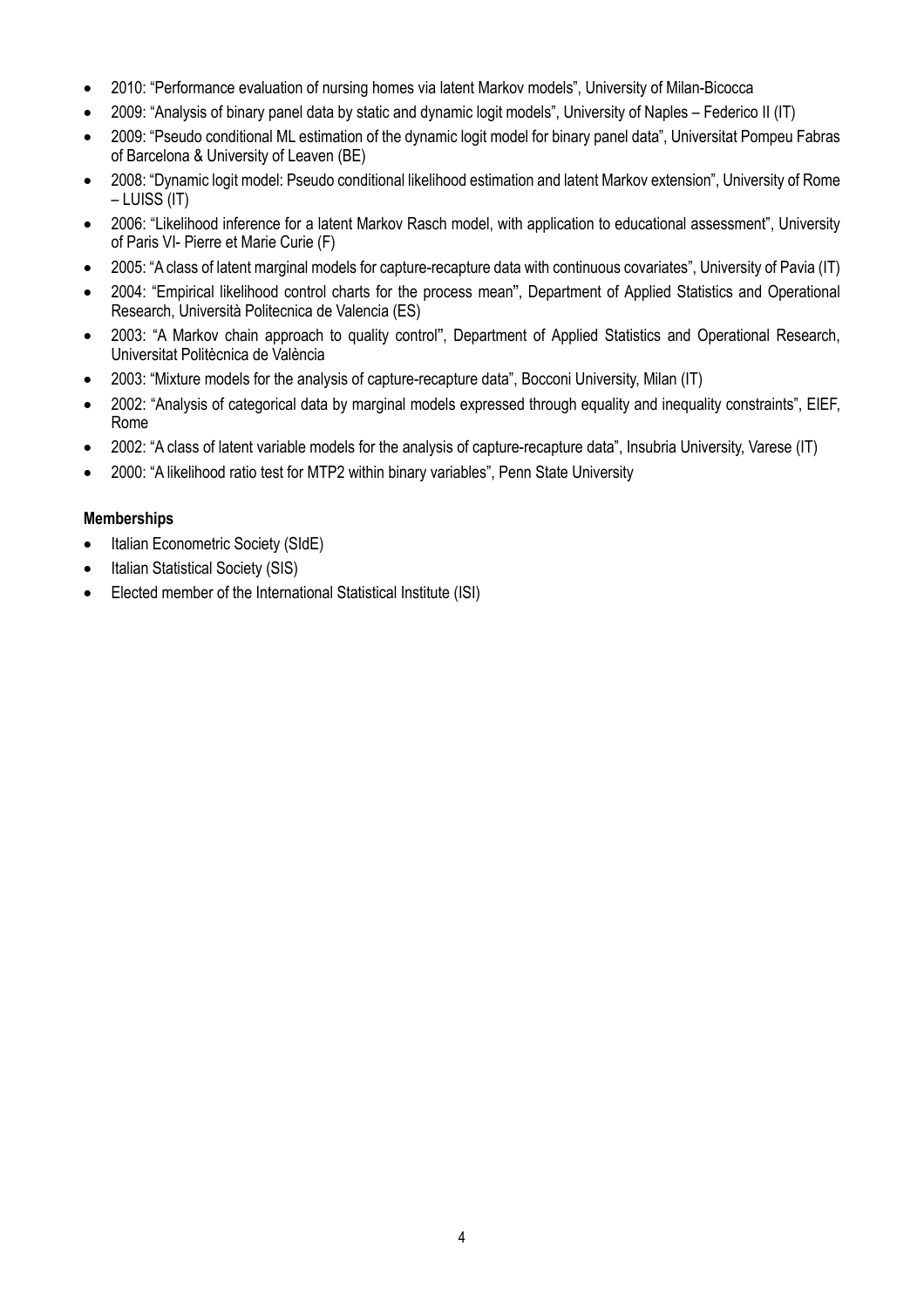- 2010: “Performance evaluation of nursing homes via latent Markov models”, University of Milan-Bicocca
- 2009: “Analysis of binary panel data by static and dynamic logit models”, University of Naples – Federico II (IT)
- 2009: “Pseudo conditional ML estimation of the dynamic logit model for binary panel data”, Universitat Pompeu Fabras of Barcelona & University of Leaven (BE)
- 2008: “Dynamic logit model: Pseudo conditional likelihood estimation and latent Markov extension”, University of Rome – LUISS (IT)
- 2006: “Likelihood inference for a latent Markov Rasch model, with application to educational assessment”, University of Paris VI- Pierre et Marie Curie (F)
- 2005: “A class of latent marginal models for capture-recapture data with continuous covariates”, University of Pavia (IT)
- 2004: “Empirical likelihood control charts for the process mean”, Department of Applied Statistics and Operational Research, Università Politecnica de Valencia (ES)
- 2003: “A Markov chain approach to quality control”, Department of Applied Statistics and Operational Research, Universitat Politècnica de València
- 2003: “Mixture models for the analysis of capture-recapture data”, Bocconi University, Milan (IT)
- 2002: “Analysis of categorical data by marginal models expressed through equality and inequality constraints”, EIEF, Rome
- 2002: “A class of latent variable models for the analysis of capture-recapture data”, Insubria University, Varese (IT)
- 2000: “A likelihood ratio test for MTP2 within binary variables”, Penn State University

**Memberships**

- Italian Econometric Society (SIdE)
- Italian Statistical Society (SIS)
- Elected member of the International Statistical Institute (ISI)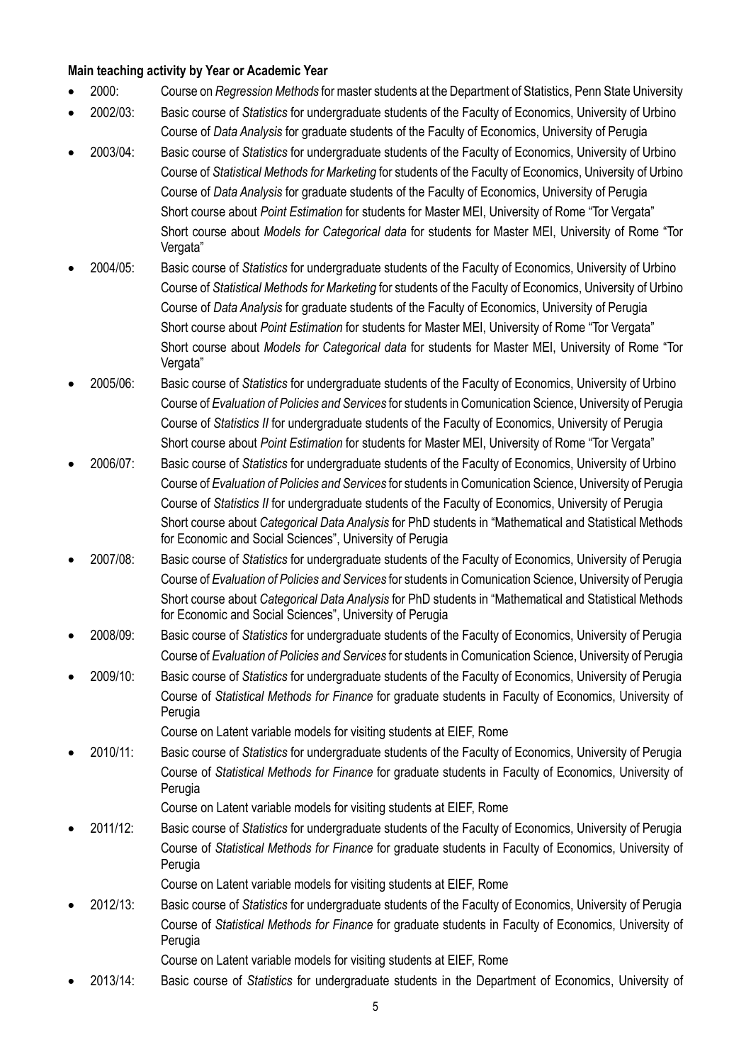**Main teaching activity by Year or Academic Year**

- 2000: Course on *Regression Methods* for master students at the Department of Statistics, Penn State University
- 2002/03: Basic course of *Statistics* for undergraduate students of the Faculty of Economics, University of Urbino
  Course of *Data Analysis* for graduate students of the Faculty of Economics, University of Perugia
- 2003/04: Basic course of *Statistics* for undergraduate students of the Faculty of Economics, University of Urbino
  Course of *Statistical Methods for Marketing* for students of the Faculty of Economics, University of Urbino
  Course of *Data Analysis* for graduate students of the Faculty of Economics, University of Perugia
  Short course about *Point Estimation* for students for Master MEI, University of Rome "Tor Vergata"
  Short course about *Models for Categorical data* for students for Master MEI, University of Rome "Tor Vergata"
- 2004/05: Basic course of *Statistics* for undergraduate students of the Faculty of Economics, University of Urbino
  Course of *Statistical Methods for Marketing* for students of the Faculty of Economics, University of Urbino
  Course of *Data Analysis* for graduate students of the Faculty of Economics, University of Perugia
  Short course about *Point Estimation* for students for Master MEI, University of Rome "Tor Vergata"
  Short course about *Models for Categorical data* for students for Master MEI, University of Rome "Tor Vergata"
- 2005/06: Basic course of *Statistics* for undergraduate students of the Faculty of Economics, University of Urbino
  Course of *Evaluation of Policies and Services* for students in Comunication Science, University of Perugia
  Course of *Statistics II* for undergraduate students of the Faculty of Economics, University of Perugia
  Short course about *Point Estimation* for students for Master MEI, University of Rome "Tor Vergata"
- 2006/07: Basic course of *Statistics* for undergraduate students of the Faculty of Economics, University of Urbino
  Course of *Evaluation of Policies and Services* for students in Comunication Science, University of Perugia
  Course of *Statistics II* for undergraduate students of the Faculty of Economics, University of Perugia
  Short course about *Categorical Data Analysis* for PhD students in "Mathematical and Statistical Methods for Economic and Social Sciences", University of Perugia
- 2007/08: Basic course of *Statistics* for undergraduate students of the Faculty of Economics, University of Perugia
  Course of *Evaluation of Policies and Services* for students in Comunication Science, University of Perugia
  Short course about *Categorical Data Analysis* for PhD students in "Mathematical and Statistical Methods for Economic and Social Sciences", University of Perugia
- 2008/09: Basic course of *Statistics* for undergraduate students of the Faculty of Economics, University of Perugia
  Course of *Evaluation of Policies and Services* for students in Comunication Science, University of Perugia
- 2009/10: Basic course of *Statistics* for undergraduate students of the Faculty of Economics, University of Perugia
  Course of *Statistical Methods for Finance* for graduate students in Faculty of Economics, University of Perugia
  Course on Latent variable models for visiting students at EIEF, Rome
- 2010/11: Basic course of *Statistics* for undergraduate students of the Faculty of Economics, University of Perugia
  Course of *Statistical Methods for Finance* for graduate students in Faculty of Economics, University of Perugia
  Course on Latent variable models for visiting students at EIEF, Rome
- 2011/12: Basic course of *Statistics* for undergraduate students of the Faculty of Economics, University of Perugia
  Course of *Statistical Methods for Finance* for graduate students in Faculty of Economics, University of Perugia
  Course on Latent variable models for visiting students at EIEF, Rome
- 2012/13: Basic course of *Statistics* for undergraduate students of the Faculty of Economics, University of Perugia
  Course of *Statistical Methods for Finance* for graduate students in Faculty of Economics, University of Perugia
  Course on Latent variable models for visiting students at EIEF, Rome
- 2013/14: Basic course of *Statistics* for undergraduate students in the Department of Economics, University of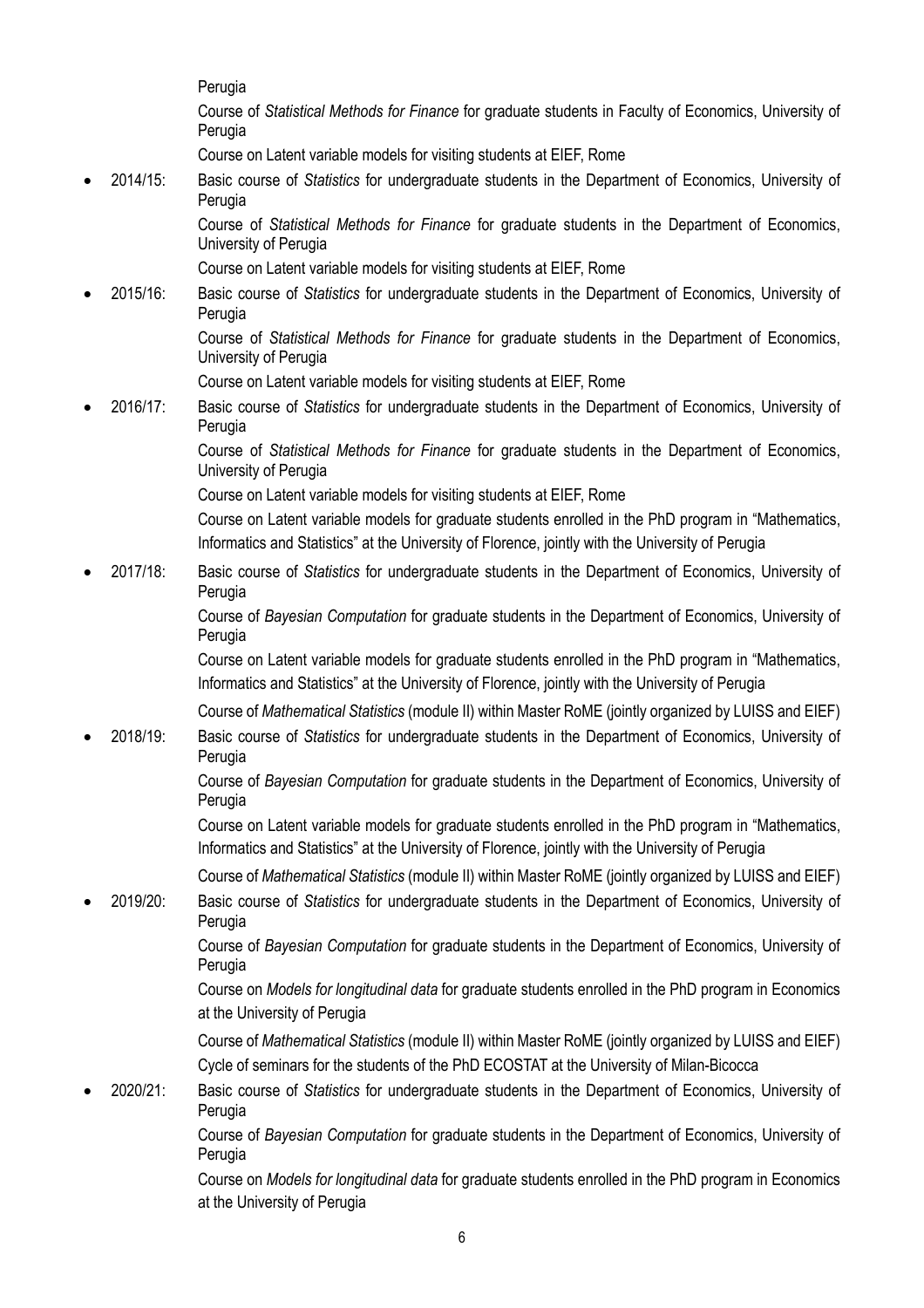Perugia

Course of *Statistical Methods for Finance* for graduate students in Faculty of Economics, University of Perugia

Course on Latent variable models for visiting students at EIEF, Rome

- 2014/15: Basic course of *Statistics* for undergraduate students in the Department of Economics, University of Perugia

  Course of *Statistical Methods for Finance* for graduate students in the Department of Economics, University of Perugia

  Course on Latent variable models for visiting students at EIEF, Rome

- 2015/16: Basic course of *Statistics* for undergraduate students in the Department of Economics, University of Perugia

  Course of *Statistical Methods for Finance* for graduate students in the Department of Economics, University of Perugia

  Course on Latent variable models for visiting students at EIEF, Rome

- 2016/17: Basic course of *Statistics* for undergraduate students in the Department of Economics, University of Perugia

  Course of *Statistical Methods for Finance* for graduate students in the Department of Economics, University of Perugia

  Course on Latent variable models for visiting students at EIEF, Rome

  Course on Latent variable models for graduate students enrolled in the PhD program in "Mathematics, Informatics and Statistics" at the University of Florence, jointly with the University of Perugia

- 2017/18: Basic course of *Statistics* for undergraduate students in the Department of Economics, University of Perugia

  Course of *Bayesian Computation* for graduate students in the Department of Economics, University of Perugia

  Course on Latent variable models for graduate students enrolled in the PhD program in "Mathematics, Informatics and Statistics" at the University of Florence, jointly with the University of Perugia

  Course of *Mathematical Statistics* (module II) within Master RoME (jointly organized by LUISS and EIEF)

- 2018/19: Basic course of *Statistics* for undergraduate students in the Department of Economics, University of Perugia

  Course of *Bayesian Computation* for graduate students in the Department of Economics, University of Perugia

  Course on Latent variable models for graduate students enrolled in the PhD program in "Mathematics, Informatics and Statistics" at the University of Florence, jointly with the University of Perugia

  Course of *Mathematical Statistics* (module II) within Master RoME (jointly organized by LUISS and EIEF)

- 2019/20: Basic course of *Statistics* for undergraduate students in the Department of Economics, University of Perugia

  Course of *Bayesian Computation* for graduate students in the Department of Economics, University of Perugia

  Course on *Models for longitudinal data* for graduate students enrolled in the PhD program in Economics at the University of Perugia

  Course of *Mathematical Statistics* (module II) within Master RoME (jointly organized by LUISS and EIEF)

  Cycle of seminars for the students of the PhD ECOSTAT at the University of Milan-Bicocca

- 2020/21: Basic course of *Statistics* for undergraduate students in the Department of Economics, University of Perugia

  Course of *Bayesian Computation* for graduate students in the Department of Economics, University of Perugia

  Course on *Models for longitudinal data* for graduate students enrolled in the PhD program in Economics at the University of Perugia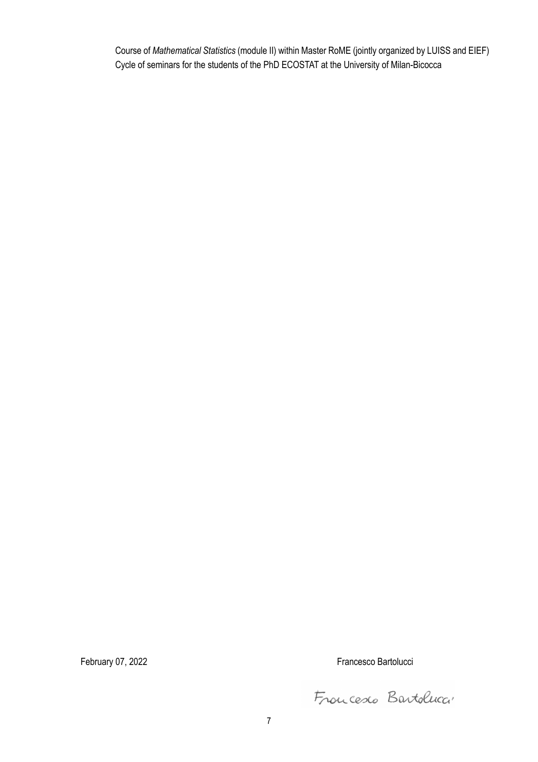Course of *Mathematical Statistics* (module II) within Master RoME (jointly organized by LUISS and EIEF)
Cycle of seminars for the students of the PhD ECOSTAT at the University of Milan-Bicocca

February 07, 2022

Francesco Bartolucci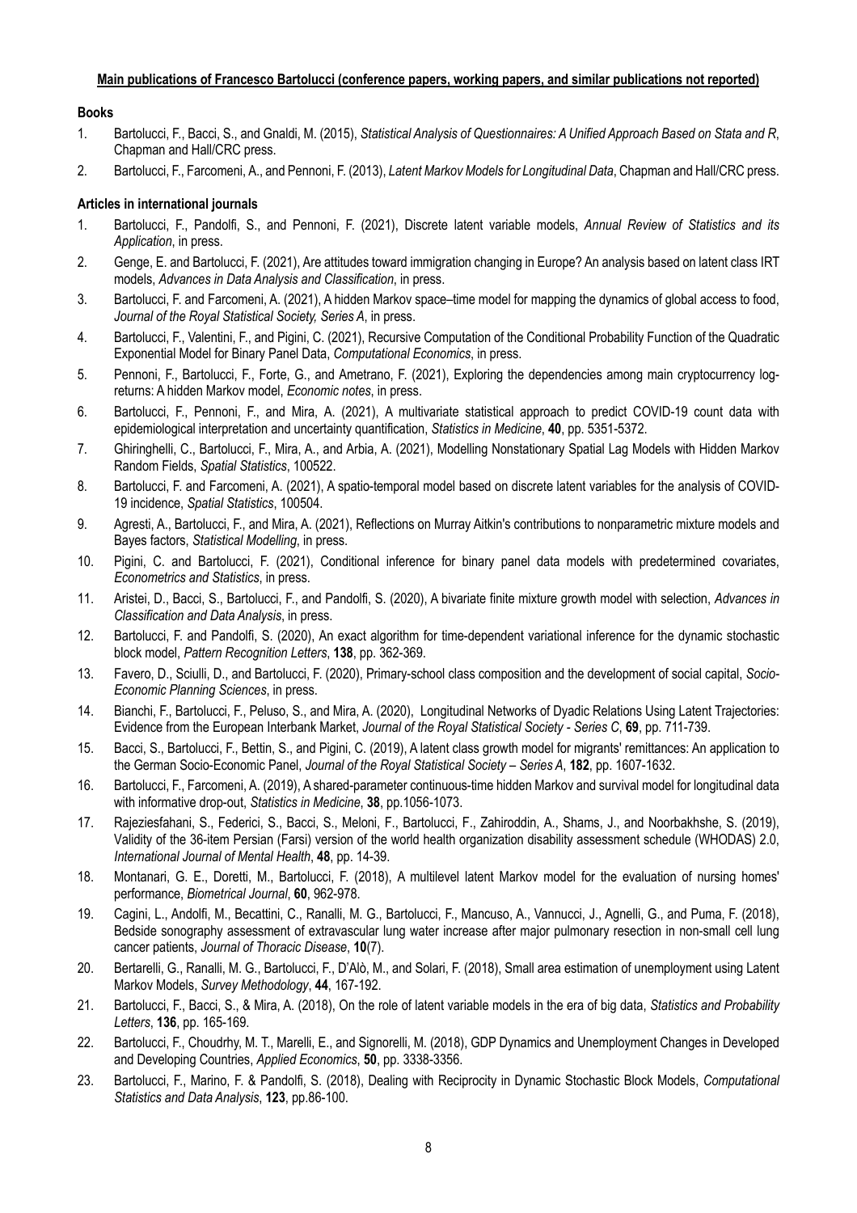**Main publications of Francesco Bartolucci (conference papers, working papers, and similar publications not reported)**

**Books**

1. Bartolucci, F., Bacci, S., and Gnaldi, M. (2015), *Statistical Analysis of Questionnaires: A Unified Approach Based on Stata and R*, Chapman and Hall/CRC press.
2. Bartolucci, F., Farcomeni, A., and Pennoni, F. (2013), *Latent Markov Models for Longitudinal Data*, Chapman and Hall/CRC press.

**Articles in international journals**

1. Bartolucci, F., Pandolfi, S., and Pennoni, F. (2021), Discrete latent variable models, *Annual Review of Statistics and its Application*, in press.
2. Genge, E. and Bartolucci, F. (2021), Are attitudes toward immigration changing in Europe? An analysis based on latent class IRT models, *Advances in Data Analysis and Classification*, in press.
3. Bartolucci, F. and Farcomeni, A. (2021), A hidden Markov space–time model for mapping the dynamics of global access to food, *Journal of the Royal Statistical Society, Series A*, in press.
4. Bartolucci, F., Valentini, F., and Pigini, C. (2021), Recursive Computation of the Conditional Probability Function of the Quadratic Exponential Model for Binary Panel Data, *Computational Economics*, in press.
5. Pennoni, F., Bartolucci, F., Forte, G., and Ametrano, F. (2021), Exploring the dependencies among main cryptocurrency log-returns: A hidden Markov model, *Economic notes*, in press.
6. Bartolucci, F., Pennoni, F., and Mira, A. (2021), A multivariate statistical approach to predict COVID-19 count data with epidemiological interpretation and uncertainty quantification, *Statistics in Medicine*, **40**, pp. 5351-5372.
7. Ghiringhelli, C., Bartolucci, F., Mira, A., and Arbia, A. (2021), Modelling Nonstationary Spatial Lag Models with Hidden Markov Random Fields, *Spatial Statistics*, 100522.
8. Bartolucci, F. and Farcomeni, A. (2021), A spatio-temporal model based on discrete latent variables for the analysis of COVID-19 incidence, *Spatial Statistics*, 100504.
9. Agresti, A., Bartolucci, F., and Mira, A. (2021), Reflections on Murray Aitkin's contributions to nonparametric mixture models and Bayes factors, *Statistical Modelling*, in press.
10. Pigini, C. and Bartolucci, F. (2021), Conditional inference for binary panel data models with predetermined covariates, *Econometrics and Statistics*, in press.
11. Aristei, D., Bacci, S., Bartolucci, F., and Pandolfi, S. (2020), A bivariate finite mixture growth model with selection, *Advances in Classification and Data Analysis*, in press.
12. Bartolucci, F. and Pandolfi, S. (2020), An exact algorithm for time-dependent variational inference for the dynamic stochastic block model, *Pattern Recognition Letters*, **138**, pp. 362-369.
13. Favero, D., Sciulli, D., and Bartolucci, F. (2020), Primary-school class composition and the development of social capital, *Socio-Economic Planning Sciences*, in press.
14. Bianchi, F., Bartolucci, F., Peluso, S., and Mira, A. (2020), Longitudinal Networks of Dyadic Relations Using Latent Trajectories: Evidence from the European Interbank Market, *Journal of the Royal Statistical Society - Series C*, **69**, pp. 711-739.
15. Bacci, S., Bartolucci, F., Bettin, S., and Pigini, C. (2019), A latent class growth model for migrants' remittances: An application to the German Socio-Economic Panel, *Journal of the Royal Statistical Society – Series A*, **182**, pp. 1607-1632.
16. Bartolucci, F., Farcomeni, A. (2019), A shared-parameter continuous-time hidden Markov and survival model for longitudinal data with informative drop-out, *Statistics in Medicine*, **38**, pp.1056-1073.
17. Rajeziesfahani, S., Federici, S., Bacci, S., Meloni, F., Bartolucci, F., Zahiroddin, A., Shams, J., and Noorbakhshe, S. (2019), Validity of the 36-item Persian (Farsi) version of the world health organization disability assessment schedule (WHODAS) 2.0, *International Journal of Mental Health*, **48**, pp. 14-39.
18. Montanari, G. E., Doretti, M., Bartolucci, F. (2018), A multilevel latent Markov model for the evaluation of nursing homes' performance, *Biometrical Journal*, **60**, 962-978.
19. Cagini, L., Andolfi, M., Becattini, C., Ranalli, M. G., Bartolucci, F., Mancuso, A., Vannucci, J., Agnelli, G., and Puma, F. (2018), Bedside sonography assessment of extravascular lung water increase after major pulmonary resection in non-small cell lung cancer patients, *Journal of Thoracic Disease*, **10**(7).
20. Bertarelli, G., Ranalli, M. G., Bartolucci, F., D'Alò, M., and Solari, F. (2018), Small area estimation of unemployment using Latent Markov Models, *Survey Methodology*, **44**, 167-192.
21. Bartolucci, F., Bacci, S., & Mira, A. (2018), On the role of latent variable models in the era of big data, *Statistics and Probability Letters*, **136**, pp. 165-169.
22. Bartolucci, F., Choudrhy, M. T., Marelli, E., and Signorelli, M. (2018), GDP Dynamics and Unemployment Changes in Developed and Developing Countries, *Applied Economics*, **50**, pp. 3338-3356.
23. Bartolucci, F., Marino, F. & Pandolfi, S. (2018), Dealing with Reciprocity in Dynamic Stochastic Block Models, *Computational Statistics and Data Analysis*, **123**, pp.86-100.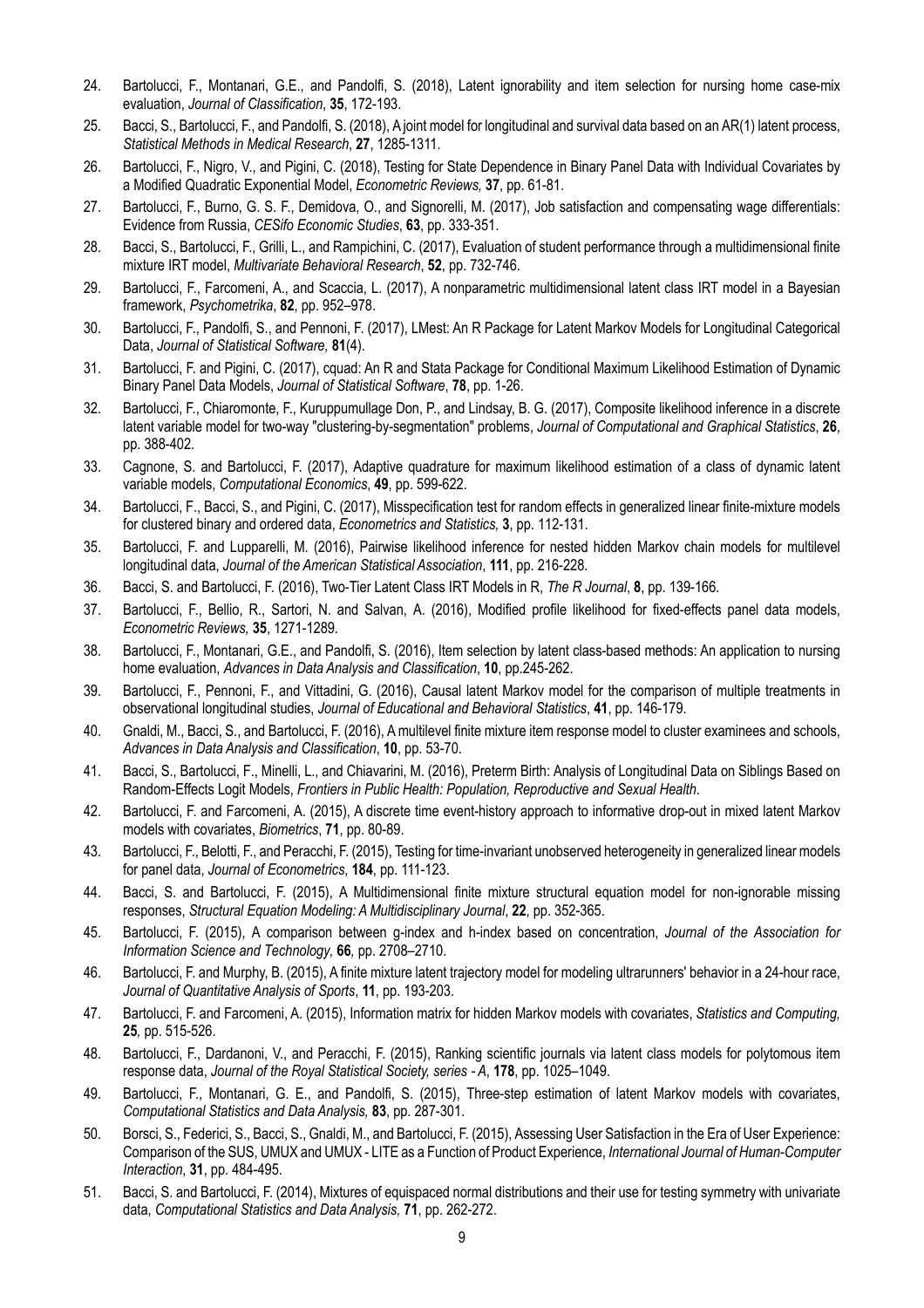24. Bartolucci, F., Montanari, G.E., and Pandolfi, S. (2018), Latent ignorability and item selection for nursing home case-mix evaluation, *Journal of Classification*, **35**, 172-193.
25. Bacci, S., Bartolucci, F., and Pandolfi, S. (2018), A joint model for longitudinal and survival data based on an AR(1) latent process, *Statistical Methods in Medical Research*, **27**, 1285-1311.
26. Bartolucci, F., Nigro, V., and Pigini, C. (2018), Testing for State Dependence in Binary Panel Data with Individual Covariates by a Modified Quadratic Exponential Model, *Econometric Reviews,* **37**, pp. 61-81.
27. Bartolucci, F., Burno, G. S. F., Demidova, O., and Signorelli, M. (2017), Job satisfaction and compensating wage differentials: Evidence from Russia, *CESifo Economic Studies*, **63**, pp. 333-351.
28. Bacci, S., Bartolucci, F., Grilli, L., and Rampichini, C. (2017), Evaluation of student performance through a multidimensional finite mixture IRT model, *Multivariate Behavioral Research*, **52**, pp. 732-746.
29. Bartolucci, F., Farcomeni, A., and Scaccia, L. (2017), A nonparametric multidimensional latent class IRT model in a Bayesian framework, *Psychometrika*, **82**, pp. 952–978.
30. Bartolucci, F., Pandolfi, S., and Pennoni, F. (2017), LMest: An R Package for Latent Markov Models for Longitudinal Categorical Data, *Journal of Statistical Software,* **81**(4).
31. Bartolucci, F. and Pigini, C. (2017), cquad: An R and Stata Package for Conditional Maximum Likelihood Estimation of Dynamic Binary Panel Data Models, *Journal of Statistical Software*, **78**, pp. 1-26.
32. Bartolucci, F., Chiaromonte, F., Kuruppumullage Don, P., and Lindsay, B. G. (2017), Composite likelihood inference in a discrete latent variable model for two-way "clustering-by-segmentation" problems, *Journal of Computational and Graphical Statistics*, **26**, pp. 388-402.
33. Cagnone, S. and Bartolucci, F. (2017), Adaptive quadrature for maximum likelihood estimation of a class of dynamic latent variable models, *Computational Economics*, **49**, pp. 599-622.
34. Bartolucci, F., Bacci, S., and Pigini, C. (2017), Misspecification test for random effects in generalized linear finite-mixture models for clustered binary and ordered data, *Econometrics and Statistics,* **3**, pp. 112-131.
35. Bartolucci, F. and Lupparelli, M. (2016), Pairwise likelihood inference for nested hidden Markov chain models for multilevel longitudinal data, *Journal of the American Statistical Association*, **111**, pp. 216-228.
36. Bacci, S. and Bartolucci, F. (2016), Two-Tier Latent Class IRT Models in R, *The R Journal*, **8**, pp. 139-166.
37. Bartolucci, F., Bellio, R., Sartori, N. and Salvan, A. (2016), Modified profile likelihood for fixed-effects panel data models, *Econometric Reviews,* **35**, 1271-1289.
38. Bartolucci, F., Montanari, G.E., and Pandolfi, S. (2016), Item selection by latent class-based methods: An application to nursing home evaluation, *Advances in Data Analysis and Classification*, **10**, pp.245-262.
39. Bartolucci, F., Pennoni, F., and Vittadini, G. (2016), Causal latent Markov model for the comparison of multiple treatments in observational longitudinal studies, *Journal of Educational and Behavioral Statistics*, **41**, pp. 146-179.
40. Gnaldi, M., Bacci, S., and Bartolucci, F. (2016), A multilevel finite mixture item response model to cluster examinees and schools, *Advances in Data Analysis and Classification*, **10**, pp. 53-70.
41. Bacci, S., Bartolucci, F., Minelli, L., and Chiavarini, M. (2016), Preterm Birth: Analysis of Longitudinal Data on Siblings Based on Random-Effects Logit Models, *Frontiers in Public Health: Population, Reproductive and Sexual Health*.
42. Bartolucci, F. and Farcomeni, A. (2015), A discrete time event-history approach to informative drop-out in mixed latent Markov models with covariates, *Biometrics*, **71**, pp. 80-89.
43. Bartolucci, F., Belotti, F., and Peracchi, F. (2015), Testing for time-invariant unobserved heterogeneity in generalized linear models for panel data, *Journal of Econometrics*, **184**, pp. 111-123.
44. Bacci, S. and Bartolucci, F. (2015), A Multidimensional finite mixture structural equation model for non-ignorable missing responses, *Structural Equation Modeling: A Multidisciplinary Journal*, **22**, pp. 352-365.
45. Bartolucci, F. (2015), A comparison between g-index and h-index based on concentration, *Journal of the Association for Information Science and Technology,* **66**, pp. 2708–2710.
46. Bartolucci, F. and Murphy, B. (2015), A finite mixture latent trajectory model for modeling ultrarunners' behavior in a 24-hour race, *Journal of Quantitative Analysis of Sports*, **11**, pp. 193-203.
47. Bartolucci, F. and Farcomeni, A. (2015), Information matrix for hidden Markov models with covariates, *Statistics and Computing,* **25**, pp. 515-526.
48. Bartolucci, F., Dardanoni, V., and Peracchi, F. (2015), Ranking scientific journals via latent class models for polytomous item response data, *Journal of the Royal Statistical Society, series - A*, **178**, pp. 1025–1049.
49. Bartolucci, F., Montanari, G. E., and Pandolfi, S. (2015), Three-step estimation of latent Markov models with covariates, *Computational Statistics and Data Analysis,* **83**, pp. 287-301.
50. Borsci, S., Federici, S., Bacci, S., Gnaldi, M., and Bartolucci, F. (2015), Assessing User Satisfaction in the Era of User Experience: Comparison of the SUS, UMUX and UMUX - LITE as a Function of Product Experience, *International Journal of Human-Computer Interaction*, **31**, pp. 484-495.
51. Bacci, S. and Bartolucci, F. (2014), Mixtures of equispaced normal distributions and their use for testing symmetry with univariate data, *Computational Statistics and Data Analysis,* **71**, pp. 262-272.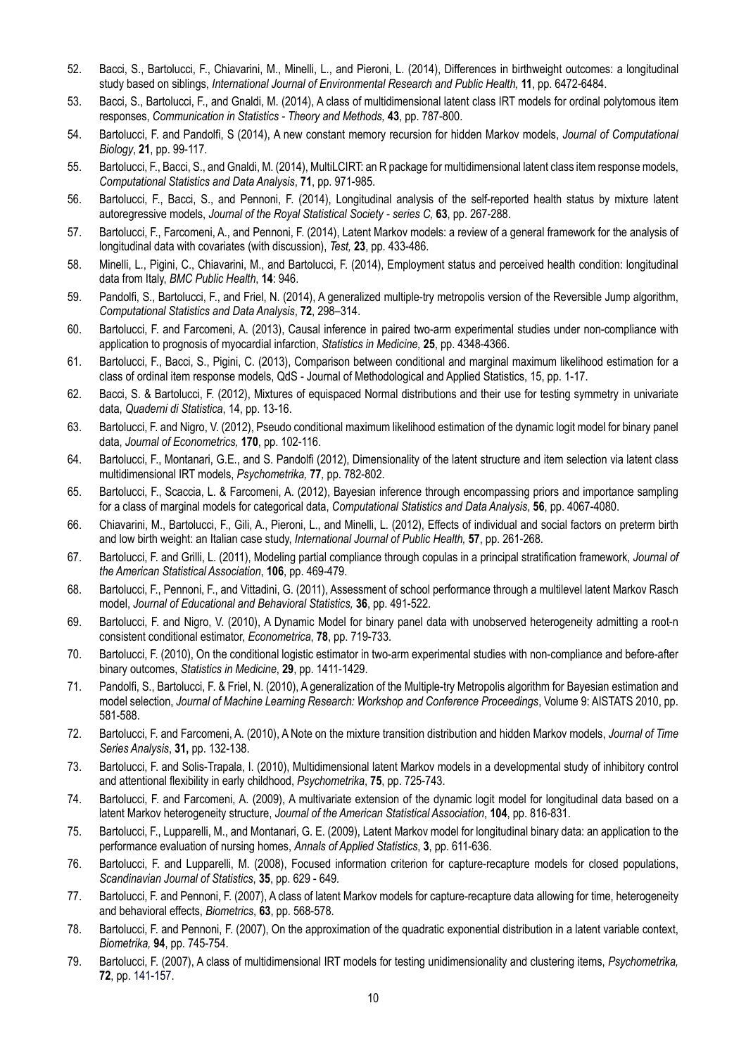52. Bacci, S., Bartolucci, F., Chiavarini, M., Minelli, L., and Pieroni, L. (2014), Differences in birthweight outcomes: a longitudinal study based on siblings, *International Journal of Environmental Research and Public Health,* **11**, pp. 6472-6484.
53. Bacci, S., Bartolucci, F., and Gnaldi, M. (2014), A class of multidimensional latent class IRT models for ordinal polytomous item responses, *Communication in Statistics - Theory and Methods,* **43**, pp. 787-800.
54. Bartolucci, F. and Pandolfi, S (2014), A new constant memory recursion for hidden Markov models, *Journal of Computational Biology*, **21**, pp. 99-117.
55. Bartolucci, F., Bacci, S., and Gnaldi, M. (2014), MultiLCIRT: an R package for multidimensional latent class item response models, *Computational Statistics and Data Analysis*, **71**, pp. 971-985.
56. Bartolucci, F., Bacci, S., and Pennoni, F. (2014), Longitudinal analysis of the self-reported health status by mixture latent autoregressive models, *Journal of the Royal Statistical Society - series C,* **63**, pp. 267-288.
57. Bartolucci, F., Farcomeni, A., and Pennoni, F. (2014), Latent Markov models: a review of a general framework for the analysis of longitudinal data with covariates (with discussion), *Test,* **23**, pp. 433-486.
58. Minelli, L., Pigini, C., Chiavarini, M., and Bartolucci, F. (2014), Employment status and perceived health condition: longitudinal data from Italy, *BMC Public Health*, **14**: 946.
59. Pandolfi, S., Bartolucci, F., and Friel, N. (2014), A generalized multiple-try metropolis version of the Reversible Jump algorithm, *Computational Statistics and Data Analysis*, **72**, 298–314.
60. Bartolucci, F. and Farcomeni, A. (2013), Causal inference in paired two-arm experimental studies under non-compliance with application to prognosis of myocardial infarction, *Statistics in Medicine,* **25**, pp. 4348-4366.
61. Bartolucci, F., Bacci, S., Pigini, C. (2013), Comparison between conditional and marginal maximum likelihood estimation for a class of ordinal item response models, QdS - Journal of Methodological and Applied Statistics, 15, pp. 1-17.
62. Bacci, S. & Bartolucci, F. (2012), Mixtures of equispaced Normal distributions and their use for testing symmetry in univariate data, *Quaderni di Statistica*, 14, pp. 13-16.
63. Bartolucci, F. and Nigro, V. (2012), Pseudo conditional maximum likelihood estimation of the dynamic logit model for binary panel data, *Journal of Econometrics,* **170**, pp. 102-116.
64. Bartolucci, F., Montanari, G.E., and S. Pandolfi (2012), Dimensionality of the latent structure and item selection via latent class multidimensional IRT models, *Psychometrika,* **77**, pp. 782-802.
65. Bartolucci, F., Scaccia, L. & Farcomeni, A. (2012), Bayesian inference through encompassing priors and importance sampling for a class of marginal models for categorical data, *Computational Statistics and Data Analysis*, **56**, pp. 4067-4080.
66. Chiavarini, M., Bartolucci, F., Gili, A., Pieroni, L., and Minelli, L. (2012), Effects of individual and social factors on preterm birth and low birth weight: an Italian case study, *International Journal of Public Health,* **57**, pp. 261-268.
67. Bartolucci, F. and Grilli, L. (2011), Modeling partial compliance through copulas in a principal stratification framework, *Journal of the American Statistical Association*, **106**, pp. 469-479.
68. Bartolucci, F., Pennoni, F., and Vittadini, G. (2011), Assessment of school performance through a multilevel latent Markov Rasch model, *Journal of Educational and Behavioral Statistics,* **36**, pp. 491-522.
69. Bartolucci, F. and Nigro, V. (2010), A Dynamic Model for binary panel data with unobserved heterogeneity admitting a root-n consistent conditional estimator, *Econometrica*, **78**, pp. 719-733.
70. Bartolucci, F. (2010), On the conditional logistic estimator in two-arm experimental studies with non-compliance and before-after binary outcomes, *Statistics in Medicine*, **29**, pp. 1411-1429.
71. Pandolfi, S., Bartolucci, F. & Friel, N. (2010), A generalization of the Multiple-try Metropolis algorithm for Bayesian estimation and model selection, *Journal of Machine Learning Research: Workshop and Conference Proceedings*, Volume 9: AISTATS 2010, pp. 581-588.
72. Bartolucci, F. and Farcomeni, A. (2010), A Note on the mixture transition distribution and hidden Markov models, *Journal of Time Series Analysis*, **31,** pp. 132-138.
73. Bartolucci, F. and Solis-Trapala, I. (2010), Multidimensional latent Markov models in a developmental study of inhibitory control and attentional flexibility in early childhood, *Psychometrika*, **75**, pp. 725-743.
74. Bartolucci, F. and Farcomeni, A. (2009), A multivariate extension of the dynamic logit model for longitudinal data based on a latent Markov heterogeneity structure, *Journal of the American Statistical Association*, **104**, pp. 816-831.
75. Bartolucci, F., Lupparelli, M., and Montanari, G. E. (2009), Latent Markov model for longitudinal binary data: an application to the performance evaluation of nursing homes, *Annals of Applied Statistics*, **3**, pp. 611-636.
76. Bartolucci, F. and Lupparelli, M. (2008), Focused information criterion for capture-recapture models for closed populations, *Scandinavian Journal of Statistics*, **35**, pp. 629 - 649.
77. Bartolucci, F. and Pennoni, F. (2007), A class of latent Markov models for capture-recapture data allowing for time, heterogeneity and behavioral effects, *Biometrics*, **63**, pp. 568-578.
78. Bartolucci, F. and Pennoni, F. (2007), On the approximation of the quadratic exponential distribution in a latent variable context, *Biometrika,* **94**, pp. 745-754.
79. Bartolucci, F. (2007), A class of multidimensional IRT models for testing unidimensionality and clustering items, *Psychometrika,* **72**, pp. 141-157.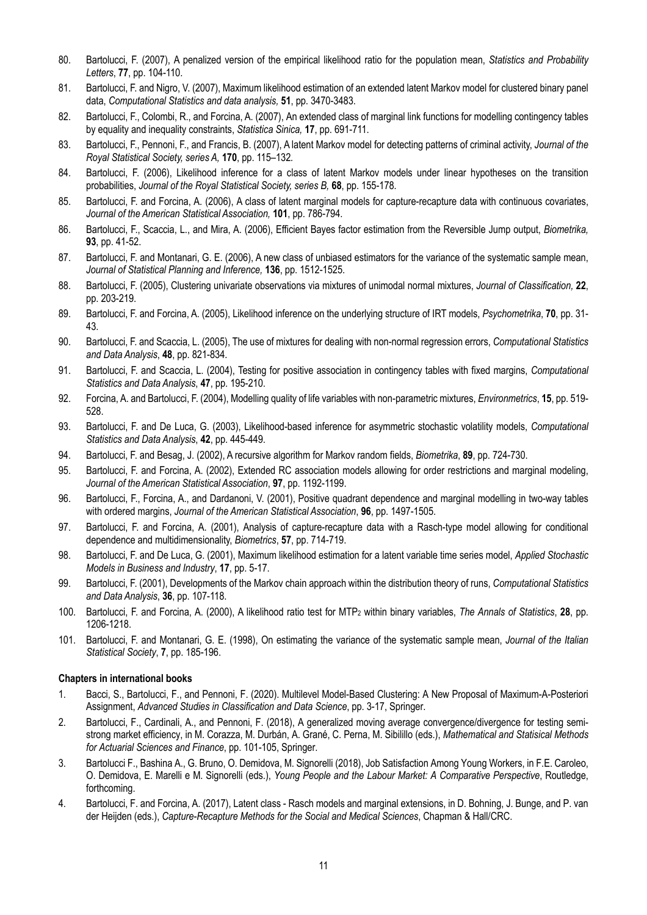80. Bartolucci, F. (2007), A penalized version of the empirical likelihood ratio for the population mean, *Statistics and Probability Letters*, **77**, pp. 104-110.
81. Bartolucci, F. and Nigro, V. (2007), Maximum likelihood estimation of an extended latent Markov model for clustered binary panel data, *Computational Statistics and data analysis,* **51**, pp. 3470-3483.
82. Bartolucci, F., Colombi, R., and Forcina, A. (2007), An extended class of marginal link functions for modelling contingency tables by equality and inequality constraints, *Statistica Sinica,* **17**, pp. 691-711.
83. Bartolucci, F., Pennoni, F., and Francis, B. (2007), A latent Markov model for detecting patterns of criminal activity, *Journal of the Royal Statistical Society, series A,* **170**, pp. 115–132.
84. Bartolucci, F. (2006), Likelihood inference for a class of latent Markov models under linear hypotheses on the transition probabilities, *Journal of the Royal Statistical Society, series B,* **68**, pp. 155-178.
85. Bartolucci, F. and Forcina, A. (2006), A class of latent marginal models for capture-recapture data with continuous covariates, *Journal of the American Statistical Association,* **101**, pp. 786-794.
86. Bartolucci, F., Scaccia, L., and Mira, A. (2006), Efficient Bayes factor estimation from the Reversible Jump output, *Biometrika,* **93**, pp. 41-52.
87. Bartolucci, F. and Montanari, G. E. (2006), A new class of unbiased estimators for the variance of the systematic sample mean, *Journal of Statistical Planning and Inference,* **136**, pp. 1512-1525.
88. Bartolucci, F. (2005), Clustering univariate observations via mixtures of unimodal normal mixtures, *Journal of Classification,* **22**, pp. 203-219.
89. Bartolucci, F. and Forcina, A. (2005), Likelihood inference on the underlying structure of IRT models, *Psychometrika*, **70**, pp. 31-43.
90. Bartolucci, F. and Scaccia, L. (2005), The use of mixtures for dealing with non-normal regression errors, *Computational Statistics and Data Analysis*, **48**, pp. 821-834.
91. Bartolucci, F. and Scaccia, L. (2004), Testing for positive association in contingency tables with fixed margins, *Computational Statistics and Data Analysis*, **47**, pp. 195-210.
92. Forcina, A. and Bartolucci, F. (2004), Modelling quality of life variables with non-parametric mixtures, *Environmetrics*, **15**, pp. 519-528.
93. Bartolucci, F. and De Luca, G. (2003), Likelihood-based inference for asymmetric stochastic volatility models, *Computational Statistics and Data Analysis*, **42**, pp. 445-449.
94. Bartolucci, F. and Besag, J. (2002), A recursive algorithm for Markov random fields, *Biometrika*, **89**, pp. 724-730.
95. Bartolucci, F. and Forcina, A. (2002), Extended RC association models allowing for order restrictions and marginal modeling, *Journal of the American Statistical Association*, **97**, pp. 1192-1199.
96. Bartolucci, F., Forcina, A., and Dardanoni, V. (2001), Positive quadrant dependence and marginal modelling in two-way tables with ordered margins, *Journal of the American Statistical Association*, **96**, pp. 1497-1505.
97. Bartolucci, F. and Forcina, A. (2001), Analysis of capture-recapture data with a Rasch-type model allowing for conditional dependence and multidimensionality, *Biometrics*, **57**, pp. 714-719.
98. Bartolucci, F. and De Luca, G. (2001), Maximum likelihood estimation for a latent variable time series model, *Applied Stochastic Models in Business and Industry*, **17**, pp. 5-17.
99. Bartolucci, F. (2001), Developments of the Markov chain approach within the distribution theory of runs, *Computational Statistics and Data Analysis*, **36**, pp. 107-118.
100. Bartolucci, F. and Forcina, A. (2000), A likelihood ratio test for $MTP_2$ within binary variables, *The Annals of Statistics*, **28**, pp. 1206-1218.
101. Bartolucci, F. and Montanari, G. E. (1998), On estimating the variance of the systematic sample mean, *Journal of the Italian Statistical Society*, **7**, pp. 185-196.

**Chapters in international books**

1. Bacci, S., Bartolucci, F., and Pennoni, F. (2020). Multilevel Model-Based Clustering: A New Proposal of Maximum-A-Posteriori Assignment, *Advanced Studies in Classification and Data Science*, pp. 3-17, Springer.
2. Bartolucci, F., Cardinali, A., and Pennoni, F. (2018), A generalized moving average convergence/divergence for testing semi-strong market efficiency, in M. Corazza, M. Durbán, A. Grané, C. Perna, M. Sibilillo (eds.), *Mathematical and Statisical Methods for Actuarial Sciences and Finance*, pp. 101-105, Springer.
3. Bartolucci F., Bashina A., G. Bruno, O. Demidova, M. Signorelli (2018), Job Satisfaction Among Young Workers, in F.E. Caroleo, O. Demidova, E. Marelli e M. Signorelli (eds.), *Young People and the Labour Market: A Comparative Perspective*, Routledge, forthcoming.
4. Bartolucci, F. and Forcina, A. (2017), Latent class - Rasch models and marginal extensions, in D. Bohning, J. Bunge, and P. van der Heijden (eds.), *Capture-Recapture Methods for the Social and Medical Sciences*, Chapman & Hall/CRC.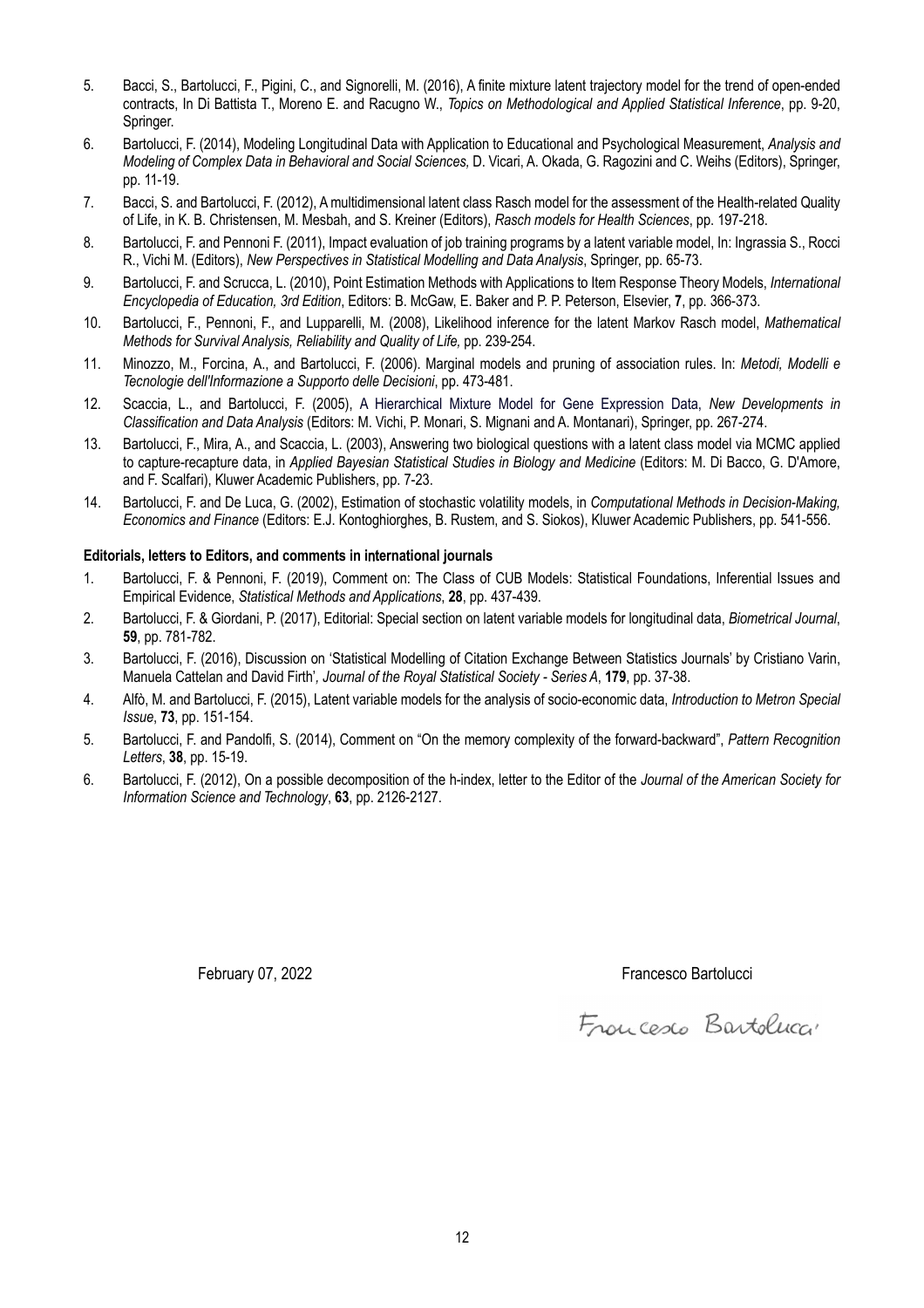5. Bacci, S., Bartolucci, F., Pigini, C., and Signorelli, M. (2016), A finite mixture latent trajectory model for the trend of open-ended contracts, In Di Battista T., Moreno E. and Racugno W., *Topics on Methodological and Applied Statistical Inference*, pp. 9-20, Springer.
6. Bartolucci, F. (2014), Modeling Longitudinal Data with Application to Educational and Psychological Measurement, *Analysis and Modeling of Complex Data in Behavioral and Social Sciences,* D. Vicari, A. Okada, G. Ragozini and C. Weihs (Editors), Springer, pp. 11-19.
7. Bacci, S. and Bartolucci, F. (2012), A multidimensional latent class Rasch model for the assessment of the Health-related Quality of Life, in K. B. Christensen, M. Mesbah, and S. Kreiner (Editors), *Rasch models for Health Sciences*, pp. 197-218.
8. Bartolucci, F. and Pennoni F. (2011), Impact evaluation of job training programs by a latent variable model, In: Ingrassia S., Rocci R., Vichi M. (Editors), *New Perspectives in Statistical Modelling and Data Analysis*, Springer, pp. 65-73.
9. Bartolucci, F. and Scrucca, L. (2010), Point Estimation Methods with Applications to Item Response Theory Models, *International Encyclopedia of Education, 3rd Edition*, Editors: B. McGaw, E. Baker and P. P. Peterson, Elsevier, **7**, pp. 366-373.
10. Bartolucci, F., Pennoni, F., and Lupparelli, M. (2008), Likelihood inference for the latent Markov Rasch model, *Mathematical Methods for Survival Analysis, Reliability and Quality of Life,* pp. 239-254.
11. Minozzo, M., Forcina, A., and Bartolucci, F. (2006). Marginal models and pruning of association rules. In: *Metodi, Modelli e Tecnologie dell'Informazione a Supporto delle Decisioni*, pp. 473-481.
12. Scaccia, L., and Bartolucci, F. (2005), A Hierarchical Mixture Model for Gene Expression Data, *New Developments in Classification and Data Analysis* (Editors: M. Vichi, P. Monari, S. Mignani and A. Montanari), Springer, pp. 267-274.
13. Bartolucci, F., Mira, A., and Scaccia, L. (2003), Answering two biological questions with a latent class model via MCMC applied to capture-recapture data, in *Applied Bayesian Statistical Studies in Biology and Medicine* (Editors: M. Di Bacco, G. D'Amore, and F. Scalfari), Kluwer Academic Publishers, pp. 7-23.
14. Bartolucci, F. and De Luca, G. (2002), Estimation of stochastic volatility models, in *Computational Methods in Decision-Making, Economics and Finance* (Editors: E.J. Kontoghiorghes, B. Rustem, and S. Siokos), Kluwer Academic Publishers, pp. 541-556.

**Editorials, letters to Editors, and comments in international journals**

1. Bartolucci, F. & Pennoni, F. (2019), Comment on: The Class of CUB Models: Statistical Foundations, Inferential Issues and Empirical Evidence, *Statistical Methods and Applications*, **28**, pp. 437-439.
2. Bartolucci, F. & Giordani, P. (2017), Editorial: Special section on latent variable models for longitudinal data, *Biometrical Journal*, **59**, pp. 781-782.
3. Bartolucci, F. (2016), Discussion on 'Statistical Modelling of Citation Exchange Between Statistics Journals' by Cristiano Varin, Manuela Cattelan and David Firth', *Journal of the Royal Statistical Society - Series A*, **179**, pp. 37-38.
4. Alfò, M. and Bartolucci, F. (2015), Latent variable models for the analysis of socio-economic data, *Introduction to Metron Special Issue*, **73**, pp. 151-154.
5. Bartolucci, F. and Pandolfi, S. (2014), Comment on "On the memory complexity of the forward-backward", *Pattern Recognition Letters*, **38**, pp. 15-19.
6. Bartolucci, F. (2012), On a possible decomposition of the h-index, letter to the Editor of the *Journal of the American Society for Information Science and Technology*, **63**, pp. 2126-2127.

February 07, 2022

Francesco Bartolucci

Francesco Bartolucci